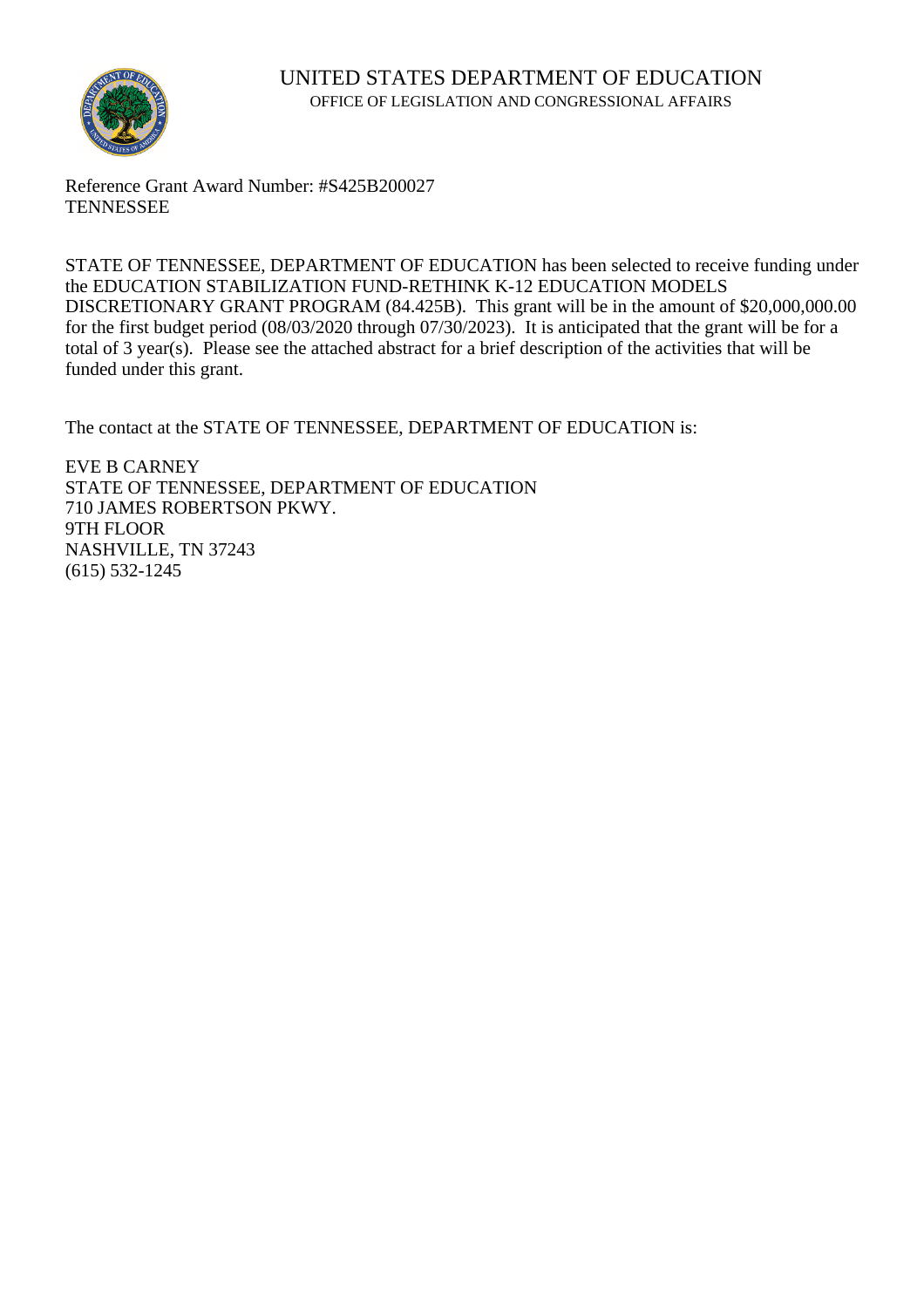# UNITED STATES DEPARTMENT OF EDUCATION

## OFFICE OF LEGISLATION AND CONGRESSIONAL AFFAIRS

Reference Grant Award Number: #S425B200027
TENNESSEE

STATE OF TENNESSEE, DEPARTMENT OF EDUCATION has been selected to receive funding under the EDUCATION STABILIZATION FUND-RETHINK K-12 EDUCATION MODELS DISCRETIONARY GRANT PROGRAM (84.425B). This grant will be in the amount of $20,000,000.00 for the first budget period (08/03/2020 through 07/30/2023). It is anticipated that the grant will be for a total of 3 year(s). Please see the attached abstract for a brief description of the activities that will be funded under this grant.

The contact at the STATE OF TENNESSEE, DEPARTMENT OF EDUCATION is:

EVE B CARNEY
STATE OF TENNESSEE, DEPARTMENT OF EDUCATION
710 JAMES ROBERTSON PKWY.
9TH FLOOR
NASHVILLE, TN 37243
(615) 532-1245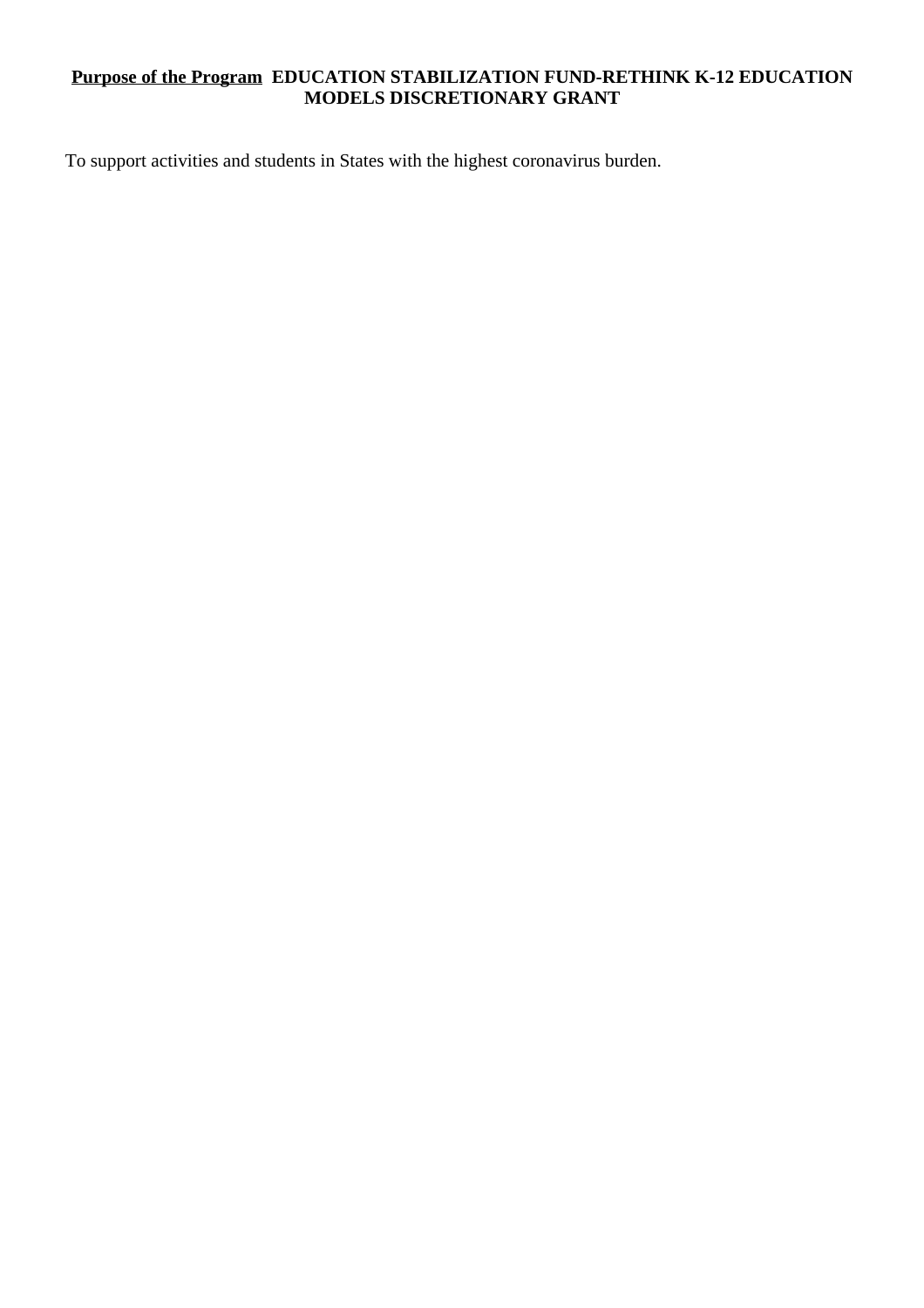**<u>Purpose of the Program</u>  EDUCATION STABILIZATION FUND-RETHINK K-12 EDUCATION MODELS DISCRETIONARY GRANT**

To support activities and students in States with the highest coronavirus burden.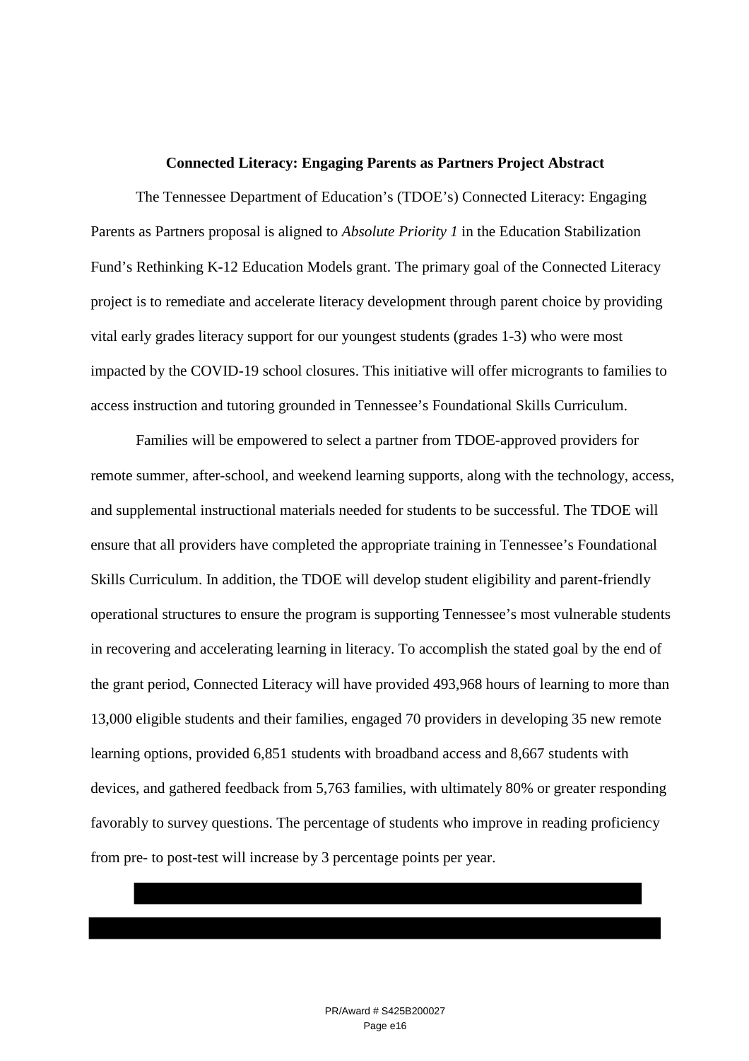**Connected Literacy: Engaging Parents as Partners Project Abstract**

The Tennessee Department of Education's (TDOE's) Connected Literacy: Engaging Parents as Partners proposal is aligned to *Absolute Priority 1* in the Education Stabilization Fund's Rethinking K-12 Education Models grant. The primary goal of the Connected Literacy project is to remediate and accelerate literacy development through parent choice by providing vital early grades literacy support for our youngest students (grades 1-3) who were most impacted by the COVID-19 school closures. This initiative will offer micrograms to families to access instruction and tutoring grounded in Tennessee's Foundational Skills Curriculum.

Families will be empowered to select a partner from TDOE-approved providers for remote summer, after-school, and weekend learning supports, along with the technology, access, and supplemental instructional materials needed for students to be successful. The TDOE will ensure that all providers have completed the appropriate training in Tennessee's Foundational Skills Curriculum. In addition, the TDOE will develop student eligibility and parent-friendly operational structures to ensure the program is supporting Tennessee's most vulnerable students in recovering and accelerating learning in literacy. To accomplish the stated goal by the end of the grant period, Connected Literacy will have provided 493,968 hours of learning to more than 13,000 eligible students and their families, engaged 70 providers in developing 35 new remote learning options, provided 6,851 students with broadband access and 8,667 students with devices, and gathered feedback from 5,763 families, with ultimately 80% or greater responding favorably to survey questions. The percentage of students who improve in reading proficiency from pre- to post-test will increase by 3 percentage points per year.